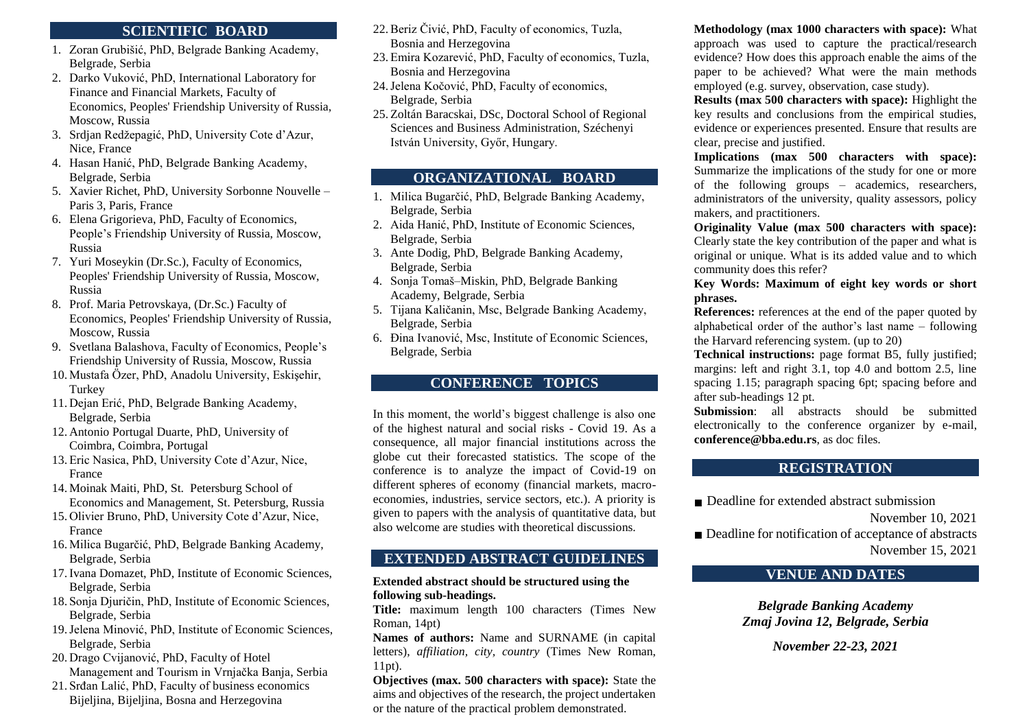## SCIENTIFIC BOARD

1. Zoran Grubišić, PhD, Belgrade Banking Academy, Belgrade, Serbia
2. Darko Vuković, PhD, International Laboratory for Finance and Financial Markets, Faculty of Economics, Peoples' Friendship University of Russia, Moscow, Russia
3. Srdjan Redžepagić, PhD, University Cote d'Azur, Nice, France
4. Hasan Hanić, PhD, Belgrade Banking Academy, Belgrade, Serbia
5. Xavier Richet, PhD, University Sorbonne Nouvelle – Paris 3, Paris, France
6. Elena Grigorieva, PhD, Faculty of Economics, People's Friendship University of Russia, Moscow, Russia
7. Yuri Moseykin (Dr.Sc.), Faculty of Economics, Peoples' Friendship University of Russia, Moscow, Russia
8. Prof. Maria Petrovskaya, (Dr.Sc.) Faculty of Economics, Peoples' Friendship University of Russia, Moscow, Russia
9. Svetlana Balashova, Faculty of Economics, People's Friendship University of Russia, Moscow, Russia
10. Mustafa Özer, PhD, Anadolu University, Eskişehir, Turkey
11. Dejan Erić, PhD, Belgrade Banking Academy, Belgrade, Serbia
12. Antonio Portugal Duarte, PhD, University of Coimbra, Coimbra, Portugal
13. Eric Nasica, PhD, University Cote d'Azur, Nice, France
14. Moinak Maiti, PhD, St. Petersburg School of Economics and Management, St. Petersburg, Russia
15. Olivier Bruno, PhD, University Cote d'Azur, Nice, France
16. Milica Bugarčić, PhD, Belgrade Banking Academy, Belgrade, Serbia
17. Ivana Domazet, PhD, Institute of Economic Sciences, Belgrade, Serbia
18. Sonja Djuričin, PhD, Institute of Economic Sciences, Belgrade, Serbia
19. Jelena Minović, PhD, Institute of Economic Sciences, Belgrade, Serbia
20. Drago Cvijanović, PhD, Faculty of Hotel Management and Tourism in Vrnjačka Banja, Serbia
21. Srđan Lalić, PhD, Faculty of business economics Bijeljina, Bijeljina, Bosna and Herzegovina
22. Beriz Čivić, PhD, Faculty of economics, Tuzla, Bosnia and Herzegovina
23. Emira Kozarević, PhD, Faculty of economics, Tuzla, Bosnia and Herzegovina
24. Jelena Kočović, PhD, Faculty of economics, Belgrade, Serbia
25. Zoltán Baracskai, DSc, Doctoral School of Regional Sciences and Business Administration, Széchenyi István University, Győr, Hungary.

## ORGANIZATIONAL BOARD

1. Milica Bugarčić, PhD, Belgrade Banking Academy, Belgrade, Serbia
2. Aida Hanić, PhD, Institute of Economic Sciences, Belgrade, Serbia
3. Ante Dodig, PhD, Belgrade Banking Academy, Belgrade, Serbia
4. Sonja Tomaš–Miskin, PhD, Belgrade Banking Academy, Belgrade, Serbia
5. Tijana Kaličanin, Msc, Belgrade Banking Academy, Belgrade, Serbia
6. Đina Ivanović, Msc, Institute of Economic Sciences, Belgrade, Serbia

## CONFERENCE TOPICS

In this moment, the world's biggest challenge is also one of the highest natural and social risks - Covid 19. As a consequence, all major financial institutions across the globe cut their forecasted statistics. The scope of the conference is to analyze the impact of Covid-19 on different spheres of economy (financial markets, macro-economies, industries, service sectors, etc.). A priority is given to papers with the analysis of quantitative data, but also welcome are studies with theoretical discussions.

## EXTENDED ABSTRACT GUIDELINES

**Extended abstract should be structured using the following sub-headings.**

**Title:** maximum length 100 characters (Times New Roman, 14pt)

**Names of authors:** Name and SURNAME (in capital letters), *affiliation, city, country* (Times New Roman, 11pt).

**Objectives (max. 500 characters with space):** State the aims and objectives of the research, the project undertaken or the nature of the practical problem demonstrated.

**Methodology (max 1000 characters with space):** What approach was used to capture the practical/research evidence? How does this approach enable the aims of the paper to be achieved? What were the main methods employed (e.g. survey, observation, case study).

**Results (max 500 characters with space):** Highlight the key results and conclusions from the empirical studies, evidence or experiences presented. Ensure that results are clear, precise and justified.

**Implications (max 500 characters with space):** Summarize the implications of the study for one or more of the following groups – academics, researchers, administrators of the university, quality assessors, policy makers, and practitioners.

**Originality Value (max 500 characters with space):** Clearly state the key contribution of the paper and what is original or unique. What is its added value and to which community does this refer?

**Key Words: Maximum of eight key words or short phrases.**

**References:** references at the end of the paper quoted by alphabetical order of the author's last name – following the Harvard referencing system. (up to 20)

**Technical instructions:** page format B5, fully justified; margins: left and right 3.1, top 4.0 and bottom 2.5, line spacing 1.15; paragraph spacing 6pt; spacing before and after sub-headings 12 pt.

**Submission**: all abstracts should be submitted electronically to the conference organizer by e-mail, **conference@bba.edu.rs**, as doc files.

## REGISTRATION

- Deadline for extended abstract submission November 10, 2021
- Deadline for notification of acceptance of abstracts November 15, 2021

## VENUE AND DATES

***Belgrade Banking Academy***
***Zmaj Jovina 12, Belgrade, Serbia***

***November 22-23, 2021***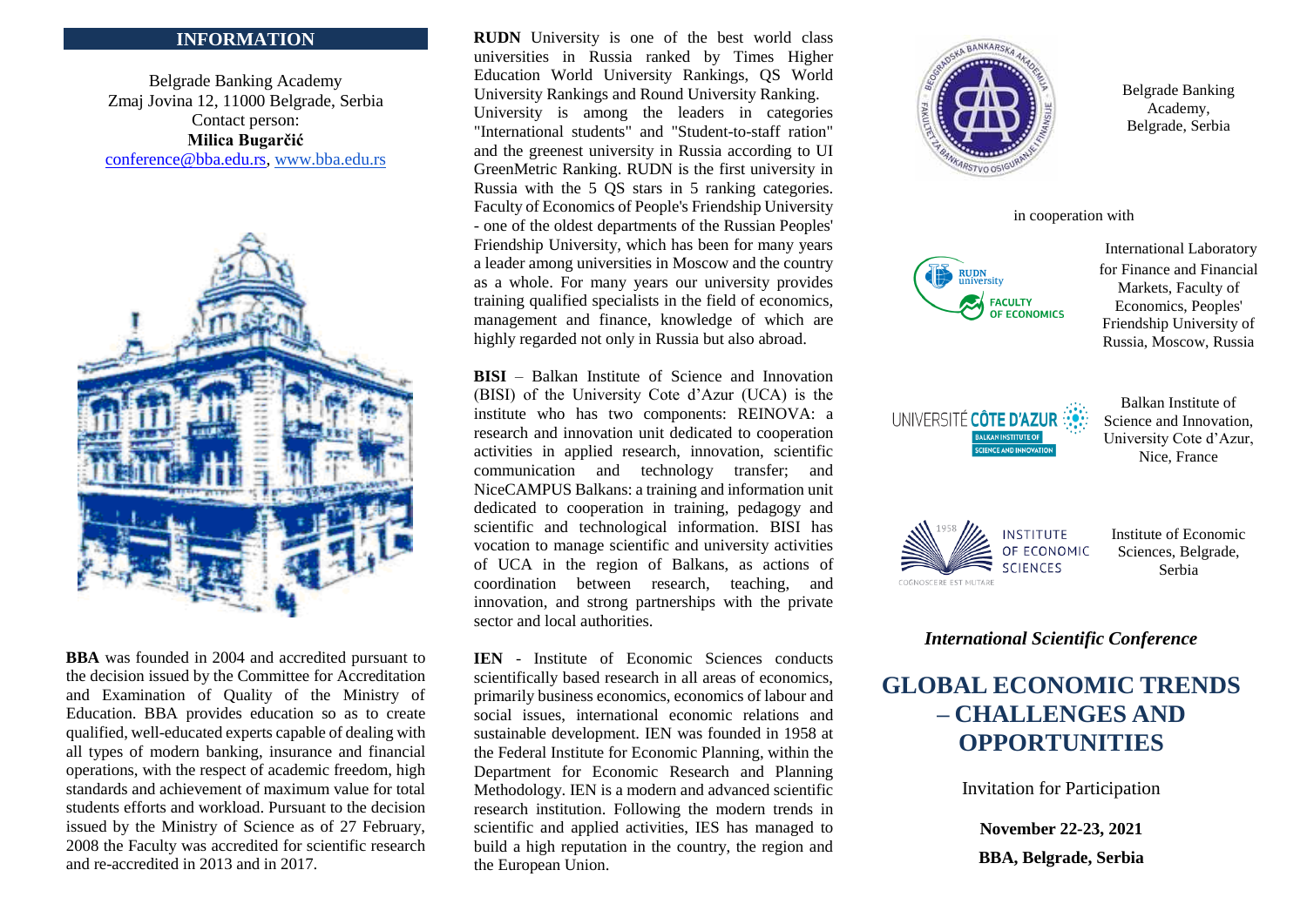## INFORMATION

Belgrade Banking Academy
Zmaj Jovina 12, 11000 Belgrade, Serbia
Contact person:
**Milica Bugarčić**
conference@bba.edu.rs, www.bba.edu.rs

**BBA** was founded in 2004 and accredited pursuant to the decision issued by the Committee for Accreditation and Examination of Quality of the Ministry of Education. BBA provides education so as to create qualified, well-educated experts capable of dealing with all types of modern banking, insurance and financial operations, with the respect of academic freedom, high standards and achievement of maximum value for total students efforts and workload. Pursuant to the decision issued by the Ministry of Science as of 27 February, 2008 the Faculty was accredited for scientific research and re-accredited in 2013 and in 2017.

**RUDN** University is one of the best world class universities in Russia ranked by Times Higher Education World University Rankings, QS World University Rankings and Round University Ranking. University is among the leaders in categories "International students" and "Student-to-staff ration" and the greenest university in Russia according to UI GreenMetric Ranking. RUDN is the first university in Russia with the 5 QS stars in 5 ranking categories. Faculty of Economics of People's Friendship University - one of the oldest departments of the Russian Peoples' Friendship University, which has been for many years a leader among universities in Moscow and the country as a whole. For many years our university provides training qualified specialists in the field of economics, management and finance, knowledge of which are highly regarded not only in Russia but also abroad.

**BISI** – Balkan Institute of Science and Innovation (BISI) of the University Cote d'Azur (UCA) is the institute who has two components: REINOVA: a research and innovation unit dedicated to cooperation activities in applied research, innovation, scientific communication and technology transfer; and NiceCAMPUS Balkans: a training and information unit dedicated to cooperation in training, pedagogy and scientific and technological information. BISI has vocation to manage scientific and university activities of UCA in the region of Balkans, as actions of coordination between research, teaching, and innovation, and strong partnerships with the private sector and local authorities.

**IEN** - Institute of Economic Sciences conducts scientifically based research in all areas of economics, primarily business economics, economics of labour and social issues, international economic relations and sustainable development. IEN was founded in 1958 at the Federal Institute for Economic Planning, within the Department for Economic Research and Planning Methodology. IEN is a modern and advanced scientific research institution. Following the modern trends in scientific and applied activities, IES has managed to build a high reputation in the country, the region and the European Union.

Belgrade Banking Academy, Belgrade, Serbia

in cooperation with

International Laboratory for Finance and Financial Markets, Faculty of Economics, Peoples' Friendship University of Russia, Moscow, Russia

Balkan Institute of Science and Innovation, University Cote d'Azur, Nice, France

Institute of Economic Sciences, Belgrade, Serbia

*International Scientific Conference*

# GLOBAL ECONOMIC TRENDS – CHALLENGES AND OPPORTUNITIES

Invitation for Participation

**November 22-23, 2021**

**BBA, Belgrade, Serbia**